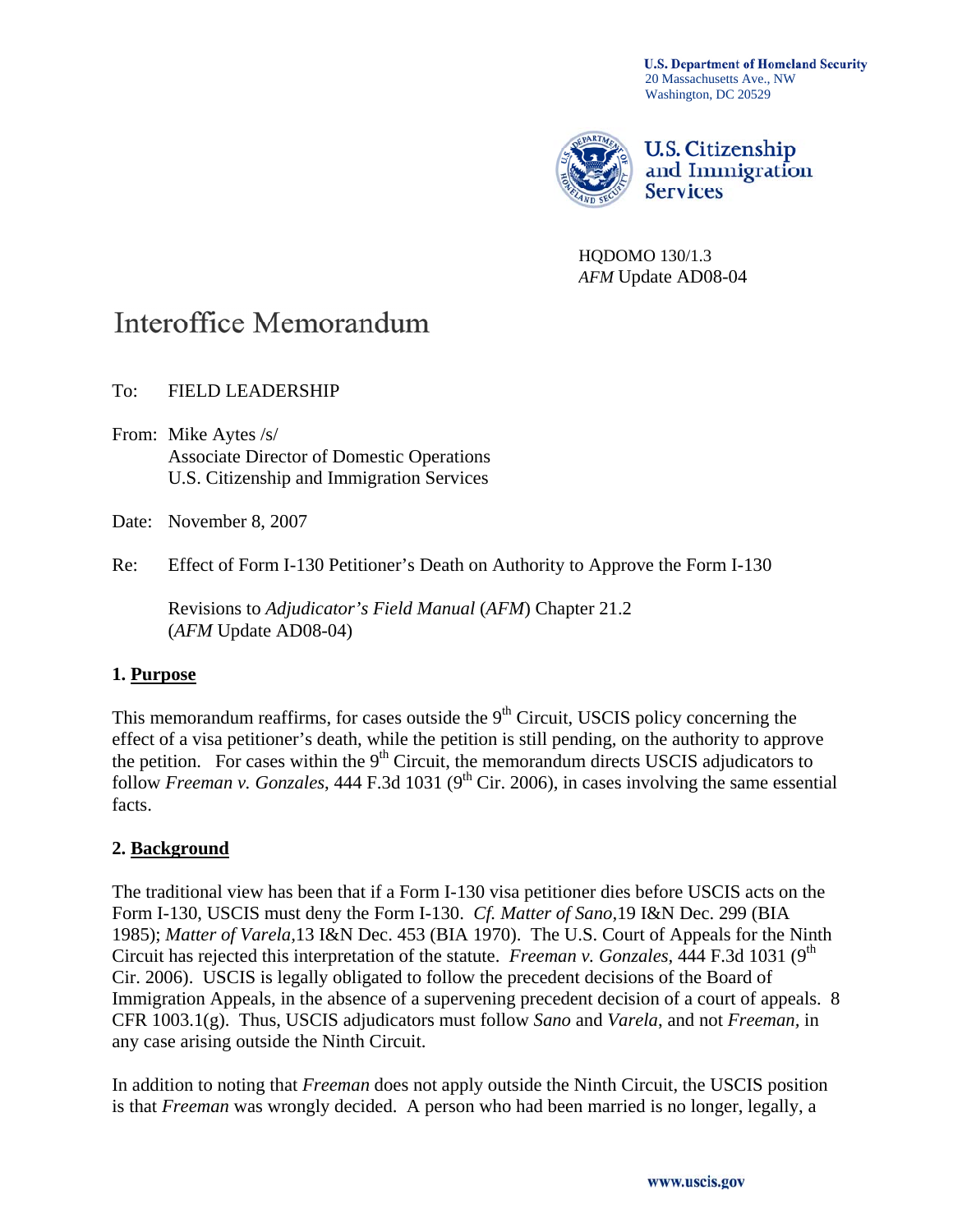U.S. Department of Homeland Security
20 Massachusetts Ave., NW
Washington, DC 20529

U.S. Citizenship and Immigration Services

HQDOMO 130/1.3
*AFM* Update AD08-04

# Interoffice Memorandum

To: FIELD LEADERSHIP

From: Mike Aytes /s/
Associate Director of Domestic Operations
U.S. Citizenship and Immigration Services

Date: November 8, 2007

Re: Effect of Form I-130 Petitioner's Death on Authority to Approve the Form I-130

Revisions to *Adjudicator's Field Manual* (*AFM*) Chapter 21.2
(*AFM* Update AD08-04)

## 1. Purpose

This memorandum reaffirms, for cases outside the 9th Circuit, USCIS policy concerning the effect of a visa petitioner's death, while the petition is still pending, on the authority to approve the petition. For cases within the 9th Circuit, the memorandum directs USCIS adjudicators to follow *Freeman v. Gonzales*, 444 F.3d 1031 (9th Cir. 2006), in cases involving the same essential facts.

## 2. Background

The traditional view has been that if a Form I-130 visa petitioner dies before USCIS acts on the Form I-130, USCIS must deny the Form I-130. *Cf. Matter of Sano*, 19 I&N Dec. 299 (BIA 1985); *Matter of Varela*, 13 I&N Dec. 453 (BIA 1970). The U.S. Court of Appeals for the Ninth Circuit has rejected this interpretation of the statute. *Freeman v. Gonzales,* 444 F.3d 1031 (9th Cir. 2006). USCIS is legally obligated to follow the precedent decisions of the Board of Immigration Appeals, in the absence of a supervening precedent decision of a court of appeals. 8 CFR 1003.1(g). Thus, USCIS adjudicators must follow *Sano* and *Varela*, and not *Freeman*, in any case arising outside the Ninth Circuit.

In addition to noting that *Freeman* does not apply outside the Ninth Circuit, the USCIS position is that *Freeman* was wrongly decided. A person who had been married is no longer, legally, a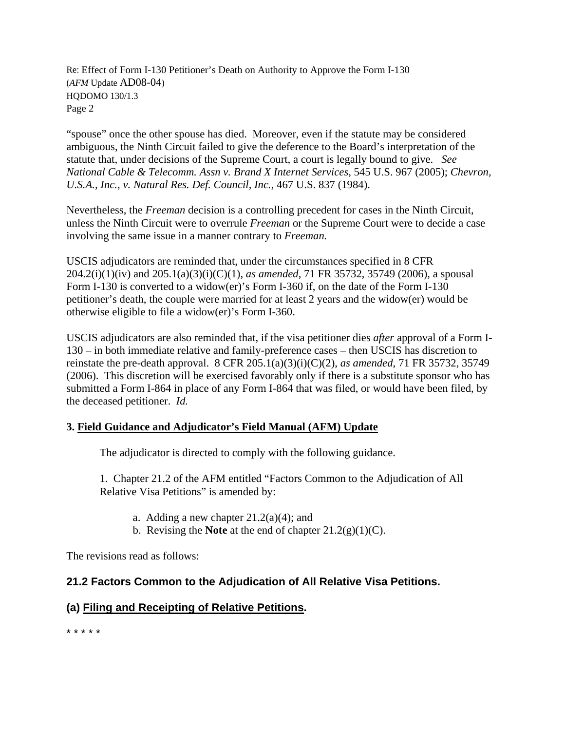"spouse" once the other spouse has died. Moreover, even if the statute may be considered ambiguous, the Ninth Circuit failed to give the deference to the Board's interpretation of the statute that, under decisions of the Supreme Court, a court is legally bound to give. *See National Cable & Telecomm. Assn v. Brand X Internet Services*, 545 U.S. 967 (2005); *Chevron, U.S.A., Inc., v. Natural Res. Def. Council, Inc.*, 467 U.S. 837 (1984).

Nevertheless, the *Freeman* decision is a controlling precedent for cases in the Ninth Circuit, unless the Ninth Circuit were to overrule *Freeman* or the Supreme Court were to decide a case involving the same issue in a manner contrary to *Freeman.*

USCIS adjudicators are reminded that, under the circumstances specified in 8 CFR 204.2(i)(1)(iv) and 205.1(a)(3)(i)(C)(1), *as amended*, 71 FR 35732, 35749 (2006), a spousal Form I-130 is converted to a widow(er)'s Form I-360 if, on the date of the Form I-130 petitioner's death, the couple were married for at least 2 years and the widow(er) would be otherwise eligible to file a widow(er)'s Form I-360.

USCIS adjudicators are also reminded that, if the visa petitioner dies *after* approval of a Form I-130 – in both immediate relative and family-preference cases – then USCIS has discretion to reinstate the pre-death approval. 8 CFR 205.1(a)(3)(i)(C)(2), *as amended*, 71 FR 35732, 35749 (2006). This discretion will be exercised favorably only if there is a substitute sponsor who has submitted a Form I-864 in place of any Form I-864 that was filed, or would have been filed, by the deceased petitioner. *Id.*

**3. Field Guidance and Adjudicator's Field Manual (AFM) Update**

The adjudicator is directed to comply with the following guidance.

1. Chapter 21.2 of the AFM entitled "Factors Common to the Adjudication of All Relative Visa Petitions" is amended by:

   a. Adding a new chapter 21.2(a)(4); and
   b. Revising the **Note** at the end of chapter 21.2(g)(1)(C).

The revisions read as follows:

## 21.2 Factors Common to the Adjudication of All Relative Visa Petitions.

### (a) Filing and Receipting of Relative Petitions.

* * * * *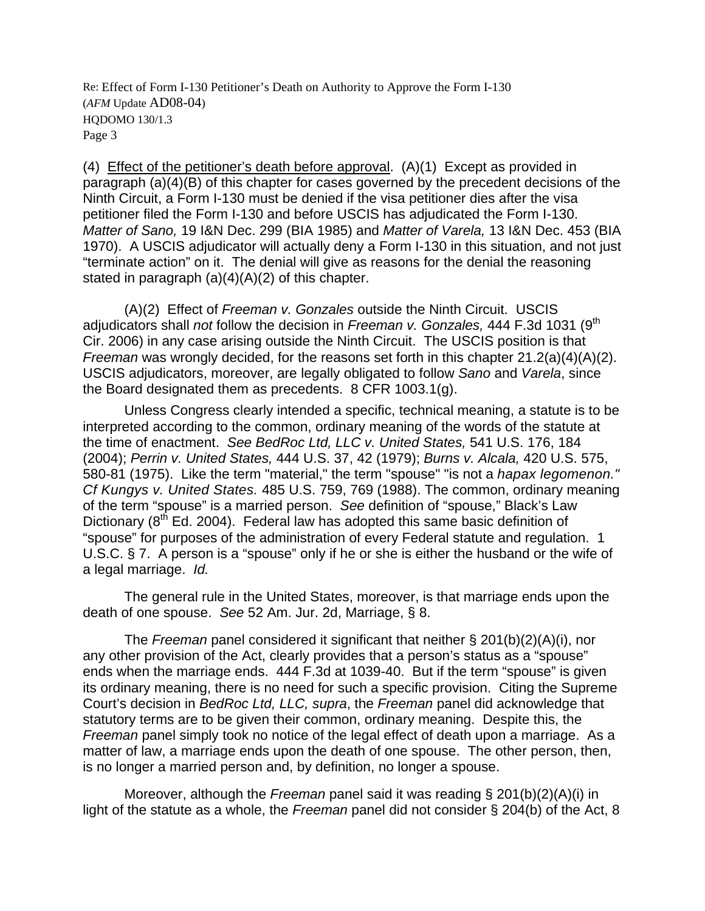(4) Effect of the petitioner's death before approval. (A)(1) Except as provided in paragraph (a)(4)(B) of this chapter for cases governed by the precedent decisions of the Ninth Circuit, a Form I-130 must be denied if the visa petitioner dies after the visa petitioner filed the Form I-130 and before USCIS has adjudicated the Form I-130. *Matter of Sano,* 19 I&N Dec. 299 (BIA 1985) and *Matter of Varela,* 13 I&N Dec. 453 (BIA 1970). A USCIS adjudicator will actually deny a Form I-130 in this situation, and not just "terminate action" on it. The denial will give as reasons for the denial the reasoning stated in paragraph (a)(4)(A)(2) of this chapter.

(A)(2) Effect of *Freeman v. Gonzales* outside the Ninth Circuit. USCIS adjudicators shall *not* follow the decision in *Freeman v. Gonzales,* 444 F.3d 1031 (9th Cir. 2006) in any case arising outside the Ninth Circuit. The USCIS position is that *Freeman* was wrongly decided, for the reasons set forth in this chapter 21.2(a)(4)(A)(2). USCIS adjudicators, moreover, are legally obligated to follow *Sano* and *Varela*, since the Board designated them as precedents. 8 CFR 1003.1(g).

Unless Congress clearly intended a specific, technical meaning, a statute is to be interpreted according to the common, ordinary meaning of the words of the statute at the time of enactment. *See BedRoc Ltd, LLC v. United States,* 541 U.S. 176, 184 (2004); *Perrin v. United States,* 444 U.S. 37, 42 (1979); *Burns v. Alcala,* 420 U.S. 575, 580-81 (1975). Like the term "material," the term "spouse" "is not a *hapax legomenon." Cf Kungys v. United States.* 485 U.S. 759, 769 (1988). The common, ordinary meaning of the term "spouse" is a married person. *See* definition of "spouse," Black's Law Dictionary (8th Ed. 2004). Federal law has adopted this same basic definition of "spouse" for purposes of the administration of every Federal statute and regulation. 1 U.S.C. § 7. A person is a "spouse" only if he or she is either the husband or the wife of a legal marriage. *Id.*

The general rule in the United States, moreover, is that marriage ends upon the death of one spouse. *See* 52 Am. Jur. 2d, Marriage, § 8.

The *Freeman* panel considered it significant that neither § 201(b)(2)(A)(i), nor any other provision of the Act, clearly provides that a person's status as a "spouse" ends when the marriage ends. 444 F.3d at 1039-40. But if the term "spouse" is given its ordinary meaning, there is no need for such a specific provision. Citing the Supreme Court's decision in *BedRoc Ltd, LLC, supra*, the *Freeman* panel did acknowledge that statutory terms are to be given their common, ordinary meaning. Despite this, the *Freeman* panel simply took no notice of the legal effect of death upon a marriage. As a matter of law, a marriage ends upon the death of one spouse. The other person, then, is no longer a married person and, by definition, no longer a spouse.

Moreover, although the *Freeman* panel said it was reading § 201(b)(2)(A)(i) in light of the statute as a whole, the *Freeman* panel did not consider § 204(b) of the Act, 8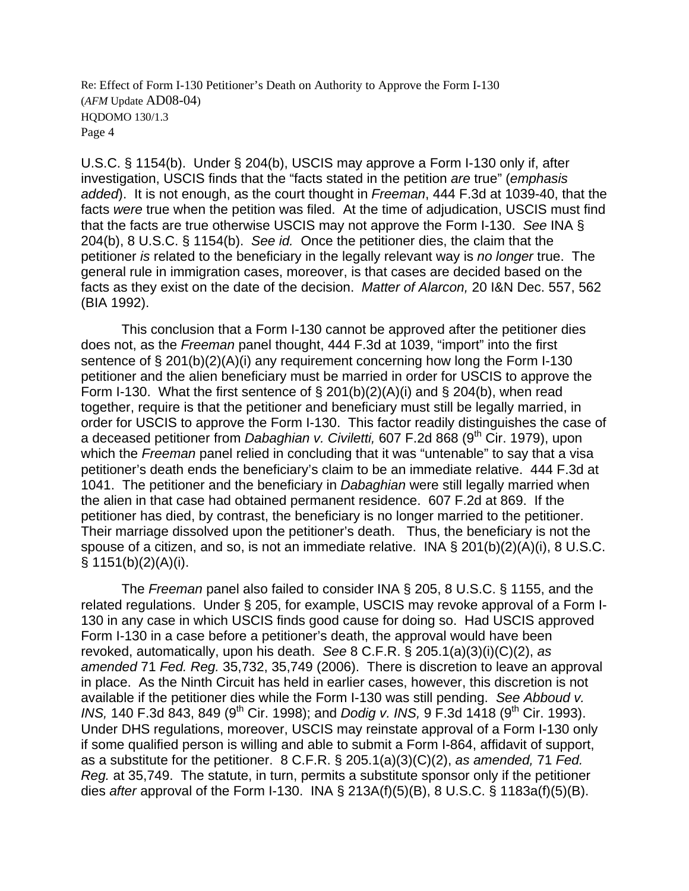U.S.C. § 1154(b). Under § 204(b), USCIS may approve a Form I-130 only if, after investigation, USCIS finds that the "facts stated in the petition *are* true" (*emphasis added*). It is not enough, as the court thought in *Freeman*, 444 F.3d at 1039-40, that the facts *were* true when the petition was filed. At the time of adjudication, USCIS must find that the facts are true otherwise USCIS may not approve the Form I-130. *See* INA § 204(b), 8 U.S.C. § 1154(b). *See id.* Once the petitioner dies, the claim that the petitioner *is* related to the beneficiary in the legally relevant way is *no longer* true. The general rule in immigration cases, moreover, is that cases are decided based on the facts as they exist on the date of the decision. *Matter of Alarcon,* 20 I&N Dec. 557, 562 (BIA 1992).

This conclusion that a Form I-130 cannot be approved after the petitioner dies does not, as the *Freeman* panel thought, 444 F.3d at 1039, "import" into the first sentence of § 201(b)(2)(A)(i) any requirement concerning how long the Form I-130 petitioner and the alien beneficiary must be married in order for USCIS to approve the Form I-130. What the first sentence of § 201(b)(2)(A)(i) and § 204(b), when read together, require is that the petitioner and beneficiary must still be legally married, in order for USCIS to approve the Form I-130. This factor readily distinguishes the case of a deceased petitioner from *Dabaghian v. Civiletti,* 607 F.2d 868 (9th Cir. 1979), upon which the *Freeman* panel relied in concluding that it was "untenable" to say that a visa petitioner's death ends the beneficiary's claim to be an immediate relative. 444 F.3d at 1041. The petitioner and the beneficiary in *Dabaghian* were still legally married when the alien in that case had obtained permanent residence. 607 F.2d at 869. If the petitioner has died, by contrast, the beneficiary is no longer married to the petitioner. Their marriage dissolved upon the petitioner's death. Thus, the beneficiary is not the spouse of a citizen, and so, is not an immediate relative. INA § 201(b)(2)(A)(i), 8 U.S.C. § 1151(b)(2)(A)(i).

The *Freeman* panel also failed to consider INA § 205, 8 U.S.C. § 1155, and the related regulations. Under § 205, for example, USCIS may revoke approval of a Form I-130 in any case in which USCIS finds good cause for doing so. Had USCIS approved Form I-130 in a case before a petitioner's death, the approval would have been revoked, automatically, upon his death. *See* 8 C.F.R. § 205.1(a)(3)(i)(C)(*2*), *as amended* 71 *Fed. Reg.* 35,732, 35,749 (2006). There is discretion to leave an approval in place. As the Ninth Circuit has held in earlier cases, however, this discretion is not available if the petitioner dies while the Form I-130 was still pending. *See Abboud v. INS,* 140 F.3d 843, 849 (9th Cir. 1998); and *Dodig v. INS,* 9 F.3d 1418 (9th Cir. 1993). Under DHS regulations, moreover, USCIS may reinstate approval of a Form I-130 only if some qualified person is willing and able to submit a Form I-864, affidavit of support, as a substitute for the petitioner. 8 C.F.R. § 205.1(a)(3)(C)(*2*), *as amended,* 71 *Fed. Reg.* at 35,749. The statute, in turn, permits a substitute sponsor only if the petitioner dies *after* approval of the Form I-130. INA § 213A(f)(5)(B), 8 U.S.C. § 1183a(f)(5)(B).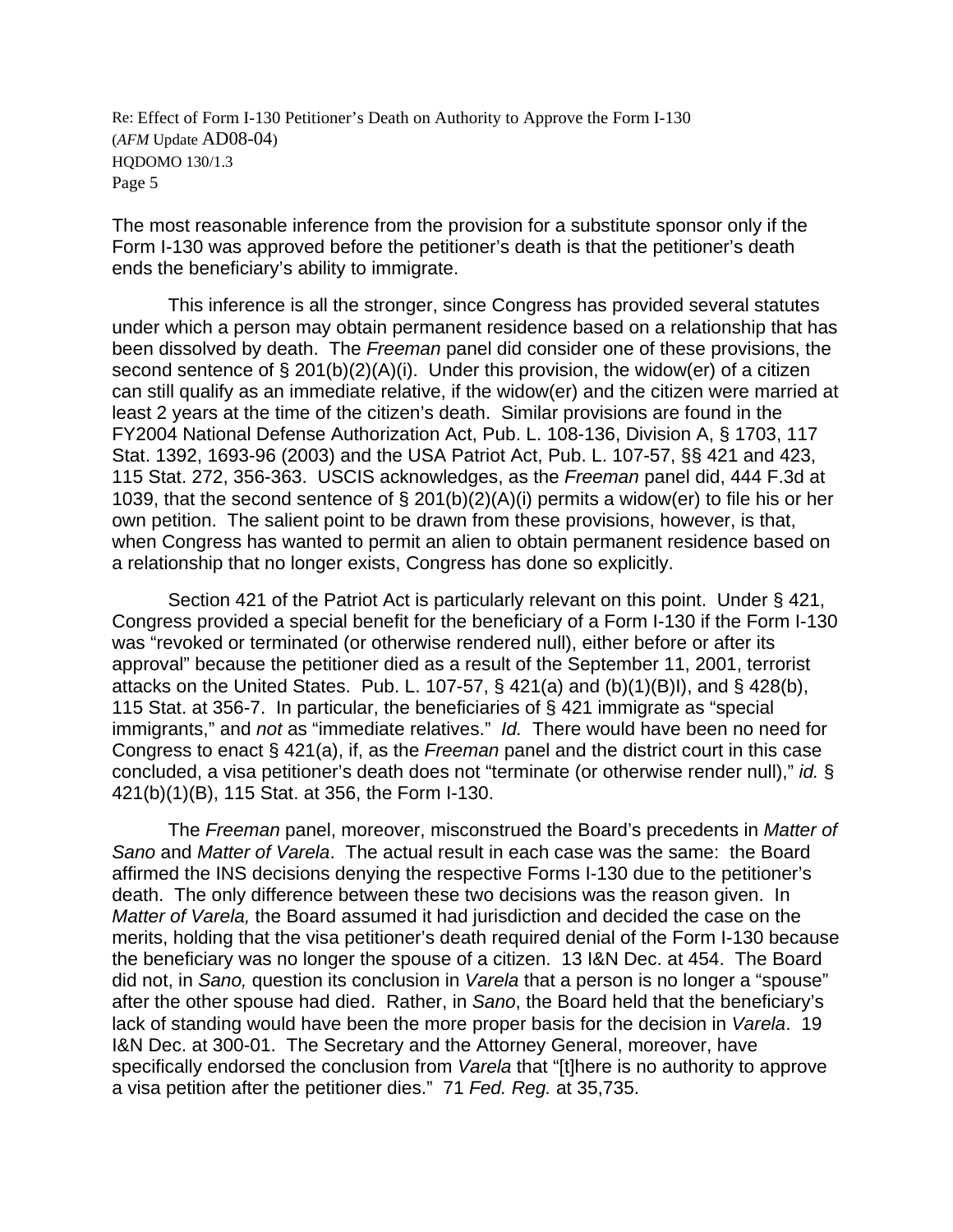The most reasonable inference from the provision for a substitute sponsor only if the Form I-130 was approved before the petitioner's death is that the petitioner's death ends the beneficiary's ability to immigrate.

This inference is all the stronger, since Congress has provided several statutes under which a person may obtain permanent residence based on a relationship that has been dissolved by death. The *Freeman* panel did consider one of these provisions, the second sentence of § 201(b)(2)(A)(i). Under this provision, the widow(er) of a citizen can still qualify as an immediate relative, if the widow(er) and the citizen were married at least 2 years at the time of the citizen's death. Similar provisions are found in the FY2004 National Defense Authorization Act, Pub. L. 108-136, Division A, § 1703, 117 Stat. 1392, 1693-96 (2003) and the USA Patriot Act, Pub. L. 107-57, §§ 421 and 423, 115 Stat. 272, 356-363. USCIS acknowledges, as the *Freeman* panel did, 444 F.3d at 1039, that the second sentence of § 201(b)(2)(A)(i) permits a widow(er) to file his or her own petition. The salient point to be drawn from these provisions, however, is that, when Congress has wanted to permit an alien to obtain permanent residence based on a relationship that no longer exists, Congress has done so explicitly.

Section 421 of the Patriot Act is particularly relevant on this point. Under § 421, Congress provided a special benefit for the beneficiary of a Form I-130 if the Form I-130 was "revoked or terminated (or otherwise rendered null), either before or after its approval" because the petitioner died as a result of the September 11, 2001, terrorist attacks on the United States. Pub. L. 107-57, § 421(a) and (b)(1)(B)I), and § 428(b), 115 Stat. at 356-7. In particular, the beneficiaries of § 421 immigrate as "special immigrants," and *not* as "immediate relatives." *Id.* There would have been no need for Congress to enact § 421(a), if, as the *Freeman* panel and the district court in this case concluded, a visa petitioner's death does not "terminate (or otherwise render null)," *id.* § 421(b)(1)(B), 115 Stat. at 356, the Form I-130.

The *Freeman* panel, moreover, misconstrued the Board's precedents in *Matter of Sano* and *Matter of Varela*. The actual result in each case was the same: the Board affirmed the INS decisions denying the respective Forms I-130 due to the petitioner's death. The only difference between these two decisions was the reason given. In *Matter of Varela,* the Board assumed it had jurisdiction and decided the case on the merits, holding that the visa petitioner's death required denial of the Form I-130 because the beneficiary was no longer the spouse of a citizen. 13 I&N Dec. at 454. The Board did not, in *Sano,* question its conclusion in *Varela* that a person is no longer a "spouse" after the other spouse had died. Rather, in *Sano*, the Board held that the beneficiary's lack of standing would have been the more proper basis for the decision in *Varela*. 19 I&N Dec. at 300-01. The Secretary and the Attorney General, moreover, have specifically endorsed the conclusion from *Varela* that "[t]here is no authority to approve a visa petition after the petitioner dies." 71 *Fed. Reg.* at 35,735.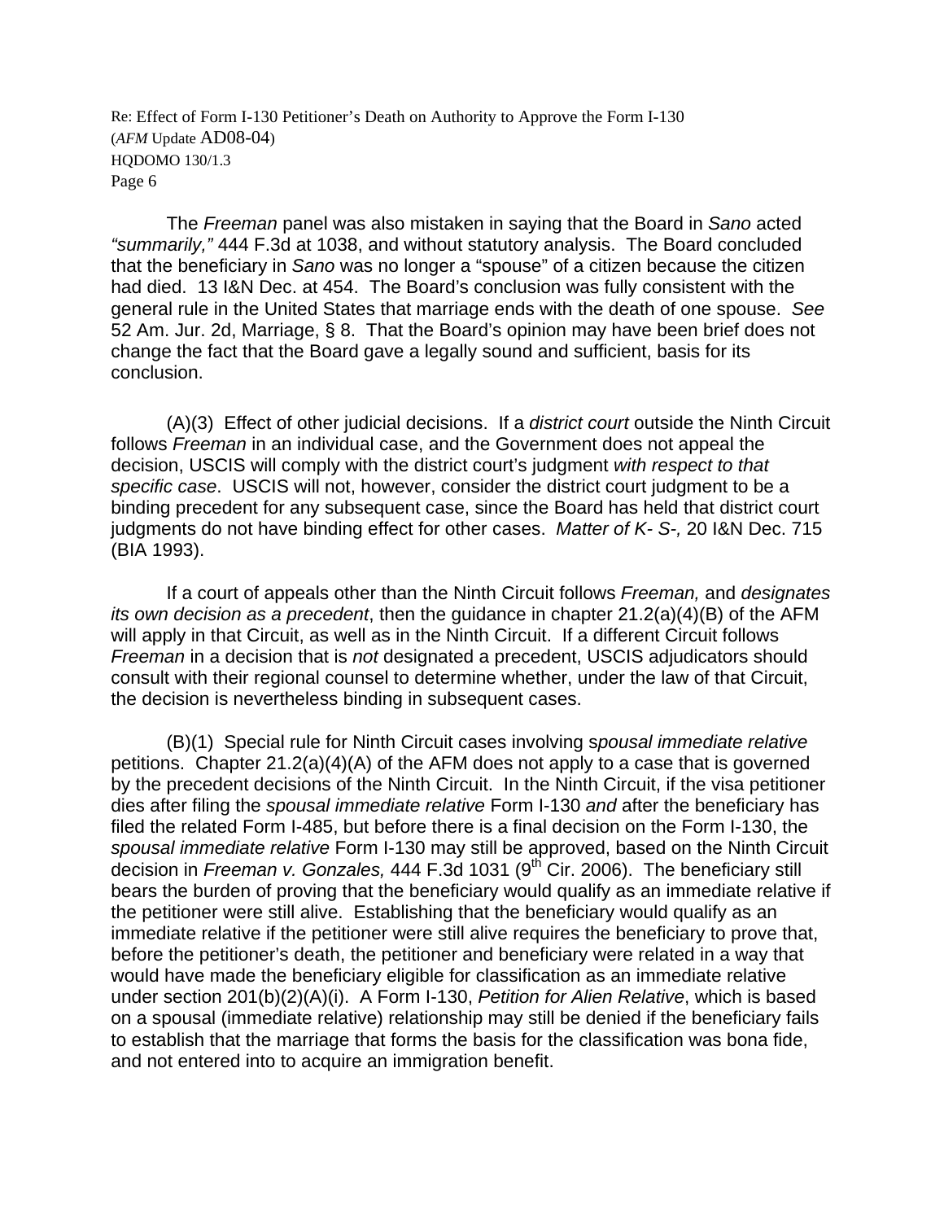The *Freeman* panel was also mistaken in saying that the Board in *Sano* acted *"summarily,"* 444 F.3d at 1038, and without statutory analysis. The Board concluded that the beneficiary in *Sano* was no longer a "spouse" of a citizen because the citizen had died. 13 I&N Dec. at 454. The Board's conclusion was fully consistent with the general rule in the United States that marriage ends with the death of one spouse. *See* 52 Am. Jur. 2d, Marriage, § 8. That the Board's opinion may have been brief does not change the fact that the Board gave a legally sound and sufficient, basis for its conclusion.

(A)(3) Effect of other judicial decisions. If a *district court* outside the Ninth Circuit follows *Freeman* in an individual case, and the Government does not appeal the decision, USCIS will comply with the district court's judgment *with respect to that specific case*. USCIS will not, however, consider the district court judgment to be a binding precedent for any subsequent case, since the Board has held that district court judgments do not have binding effect for other cases. *Matter of K- S-,* 20 I&N Dec. 715 (BIA 1993).

If a court of appeals other than the Ninth Circuit follows *Freeman,* and *designates its own decision as a precedent*, then the guidance in chapter 21.2(a)(4)(B) of the AFM will apply in that Circuit, as well as in the Ninth Circuit. If a different Circuit follows *Freeman* in a decision that is *not* designated a precedent, USCIS adjudicators should consult with their regional counsel to determine whether, under the law of that Circuit, the decision is nevertheless binding in subsequent cases.

(B)(1) Special rule for Ninth Circuit cases involving s*pousal immediate relative* petitions. Chapter 21.2(a)(4)(A) of the AFM does not apply to a case that is governed by the precedent decisions of the Ninth Circuit. In the Ninth Circuit, if the visa petitioner dies after filing the *spousal immediate relative* Form I-130 *and* after the beneficiary has filed the related Form I-485, but before there is a final decision on the Form I-130, the *spousal immediate relative* Form I-130 may still be approved, based on the Ninth Circuit decision in *Freeman v. Gonzales,* 444 F.3d 1031 (9th Cir. 2006). The beneficiary still bears the burden of proving that the beneficiary would qualify as an immediate relative if the petitioner were still alive. Establishing that the beneficiary would qualify as an immediate relative if the petitioner were still alive requires the beneficiary to prove that, before the petitioner's death, the petitioner and beneficiary were related in a way that would have made the beneficiary eligible for classification as an immediate relative under section 201(b)(2)(A)(i). A Form I-130, *Petition for Alien Relative*, which is based on a spousal (immediate relative) relationship may still be denied if the beneficiary fails to establish that the marriage that forms the basis for the classification was bona fide, and not entered into to acquire an immigration benefit.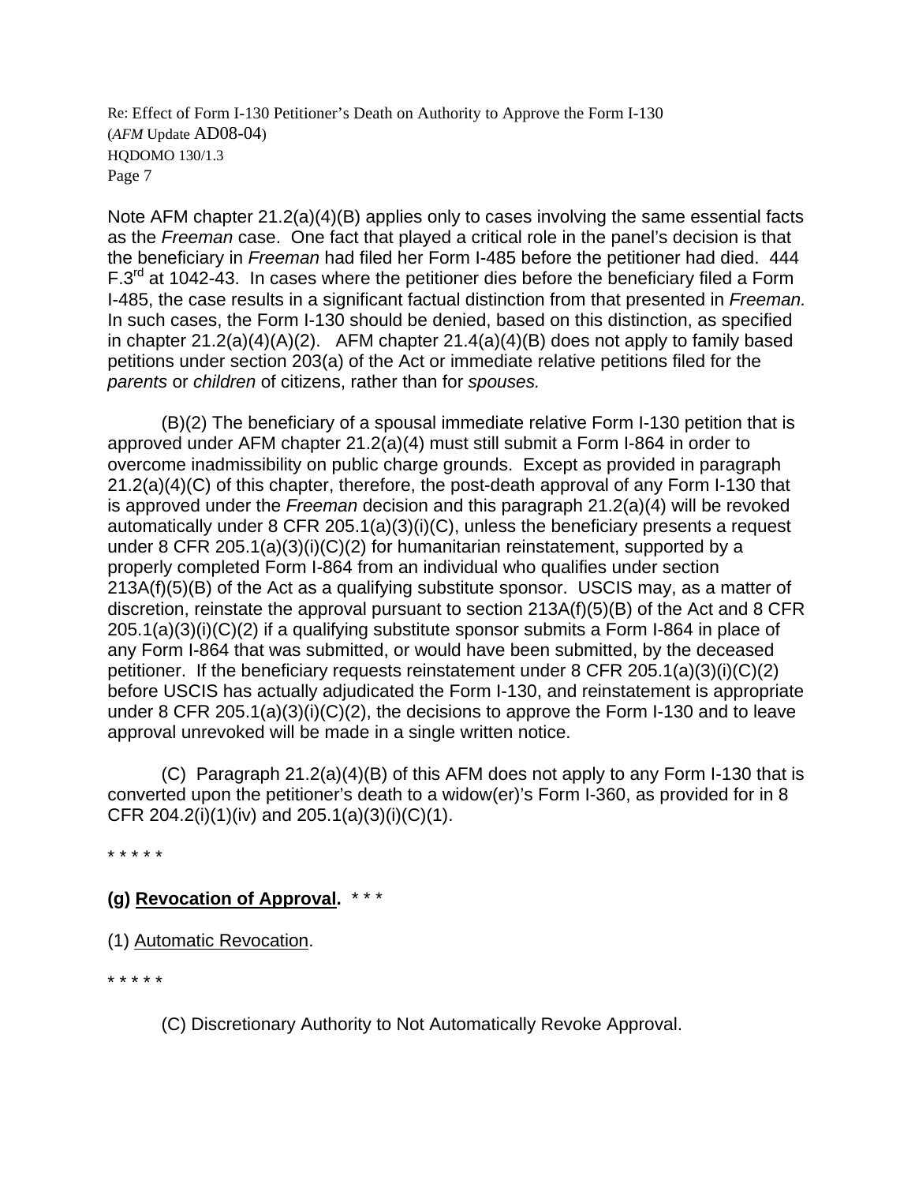Note AFM chapter 21.2(a)(4)(B) applies only to cases involving the same essential facts as the *Freeman* case. One fact that played a critical role in the panel's decision is that the beneficiary in *Freeman* had filed her Form I-485 before the petitioner had died. 444 F.3rd at 1042-43. In cases where the petitioner dies before the beneficiary filed a Form I-485, the case results in a significant factual distinction from that presented in *Freeman.* In such cases, the Form I-130 should be denied, based on this distinction, as specified in chapter 21.2(a)(4)(A)(2). AFM chapter 21.4(a)(4)(B) does not apply to family based petitions under section 203(a) of the Act or immediate relative petitions filed for the *parents* or *children* of citizens, rather than for *spouses.*

(B)(2) The beneficiary of a spousal immediate relative Form I-130 petition that is approved under AFM chapter 21.2(a)(4) must still submit a Form I-864 in order to overcome inadmissibility on public charge grounds. Except as provided in paragraph 21.2(a)(4)(C) of this chapter, therefore, the post-death approval of any Form I-130 that is approved under the *Freeman* decision and this paragraph 21.2(a)(4) will be revoked automatically under 8 CFR 205.1(a)(3)(i)(C), unless the beneficiary presents a request under 8 CFR 205.1(a)(3)(i)(C)(2) for humanitarian reinstatement, supported by a properly completed Form I-864 from an individual who qualifies under section 213A(f)(5)(B) of the Act as a qualifying substitute sponsor. USCIS may, as a matter of discretion, reinstate the approval pursuant to section 213A(f)(5)(B) of the Act and 8 CFR 205.1(a)(3)(i)(C)(2) if a qualifying substitute sponsor submits a Form I-864 in place of any Form I-864 that was submitted, or would have been submitted, by the deceased petitioner. If the beneficiary requests reinstatement under 8 CFR 205.1(a)(3)(i)(C)(2) before USCIS has actually adjudicated the Form I-130, and reinstatement is appropriate under 8 CFR 205.1(a)(3)(i)(C)(2), the decisions to approve the Form I-130 and to leave approval unrevoked will be made in a single written notice.

(C) Paragraph 21.2(a)(4)(B) of this AFM does not apply to any Form I-130 that is converted upon the petitioner's death to a widow(er)'s Form I-360, as provided for in 8 CFR 204.2(i)(1)(iv) and 205.1(a)(3)(i)(C)(1).

\* \* \* \* \*

**(g) Revocation of Approval.** \* \* \*

(1) Automatic Revocation.

\* \* \* \* \*

(C) Discretionary Authority to Not Automatically Revoke Approval.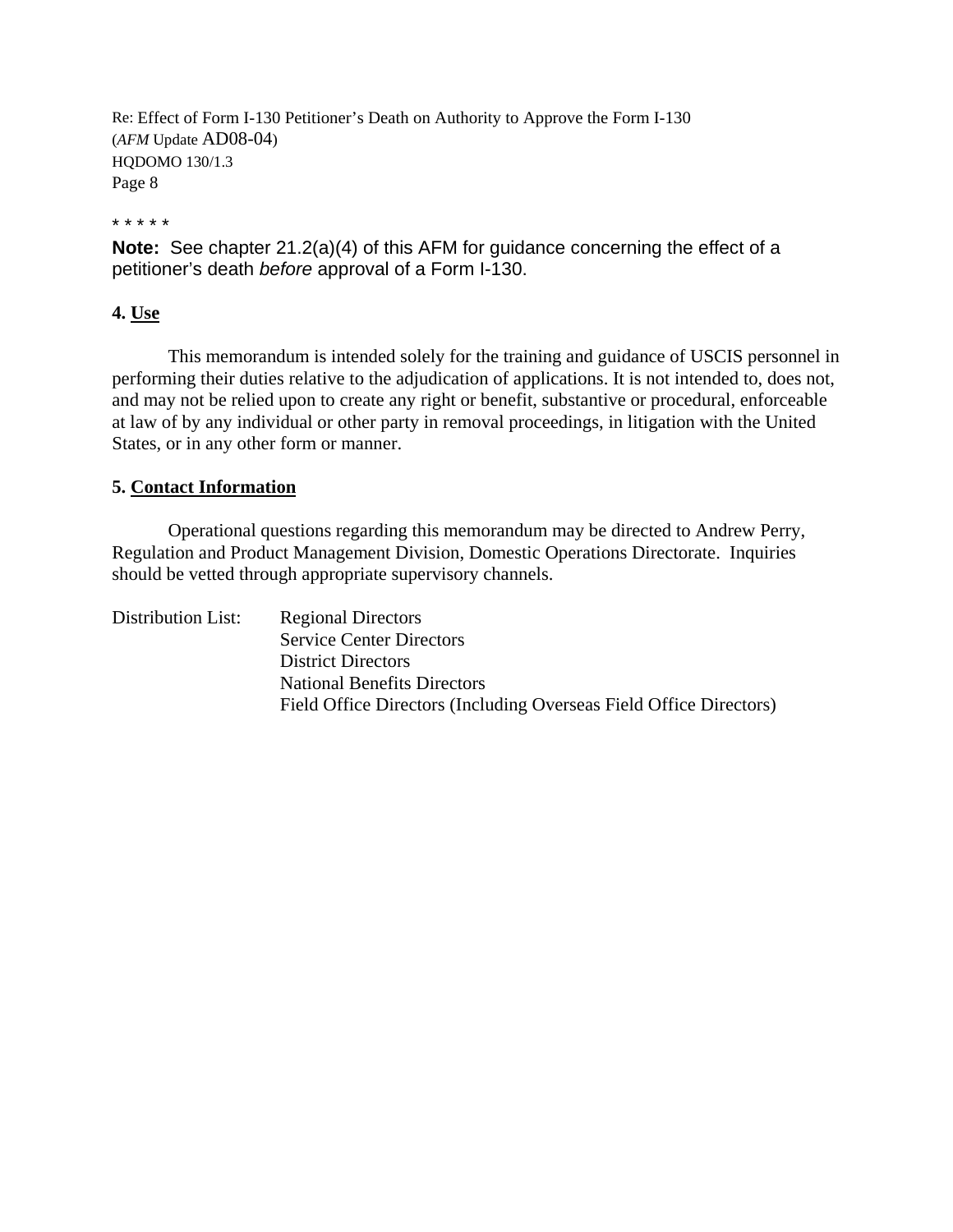* * * * *

**Note:** See chapter 21.2(a)(4) of this AFM for guidance concerning the effect of a petitioner's death *before* approval of a Form I-130.

**4. Use**

This memorandum is intended solely for the training and guidance of USCIS personnel in performing their duties relative to the adjudication of applications. It is not intended to, does not, and may not be relied upon to create any right or benefit, substantive or procedural, enforceable at law of by any individual or other party in removal proceedings, in litigation with the United States, or in any other form or manner.

**5. Contact Information**

Operational questions regarding this memorandum may be directed to Andrew Perry, Regulation and Product Management Division, Domestic Operations Directorate. Inquiries should be vetted through appropriate supervisory channels.

Distribution List:
- Regional Directors
- Service Center Directors
- District Directors
- National Benefits Directors
- Field Office Directors (Including Overseas Field Office Directors)